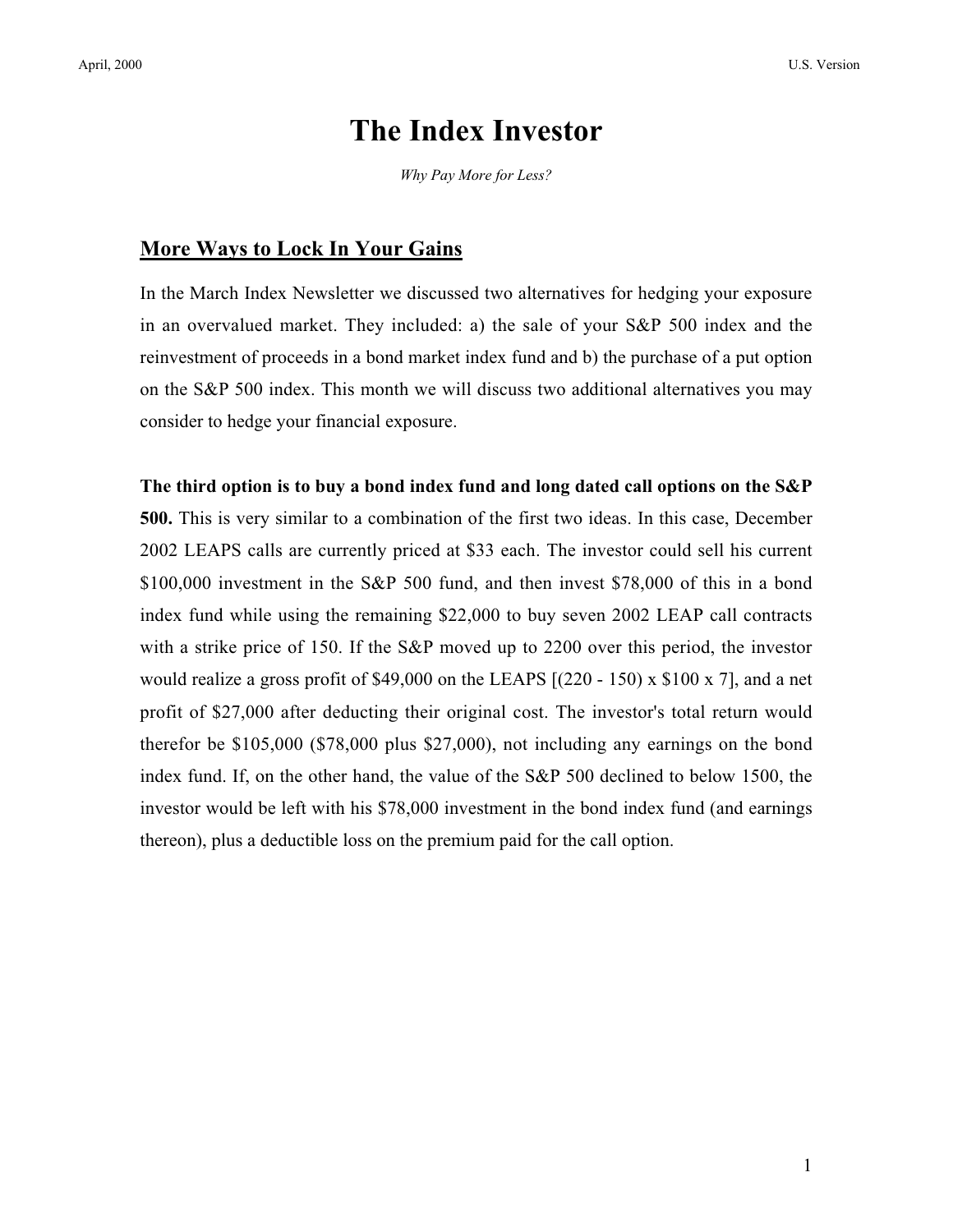# The Index Investor

*Why Pay More for Less?*

## More Ways to Lock In Your Gains

In the March Index Newsletter we discussed two alternatives for hedging your exposure in an overvalued market. They included: a) the sale of your S&P 500 index and the reinvestment of proceeds in a bond market index fund and b) the purchase of a put option on the S&P 500 index. This month we will discuss two additional alternatives you may consider to hedge your financial exposure.

**The third option is to buy a bond index fund and long dated call options on the S&P 500.** This is very similar to a combination of the first two ideas. In this case, December 2002 LEAPS calls are currently priced at $33 each. The investor could sell his current $100,000 investment in the S&P 500 fund, and then invest $78,000 of this in a bond index fund while using the remaining $22,000 to buy seven 2002 LEAP call contracts with a strike price of 150. If the S&P moved up to 2200 over this period, the investor would realize a gross profit of $49,000 on the LEAPS [(220 - 150) x $100 x 7], and a net profit of $27,000 after deducting their original cost. The investor's total return would therefor be $105,000 ($78,000 plus $27,000), not including any earnings on the bond index fund. If, on the other hand, the value of the S&P 500 declined to below 1500, the investor would be left with his $78,000 investment in the bond index fund (and earnings thereon), plus a deductible loss on the premium paid for the call option.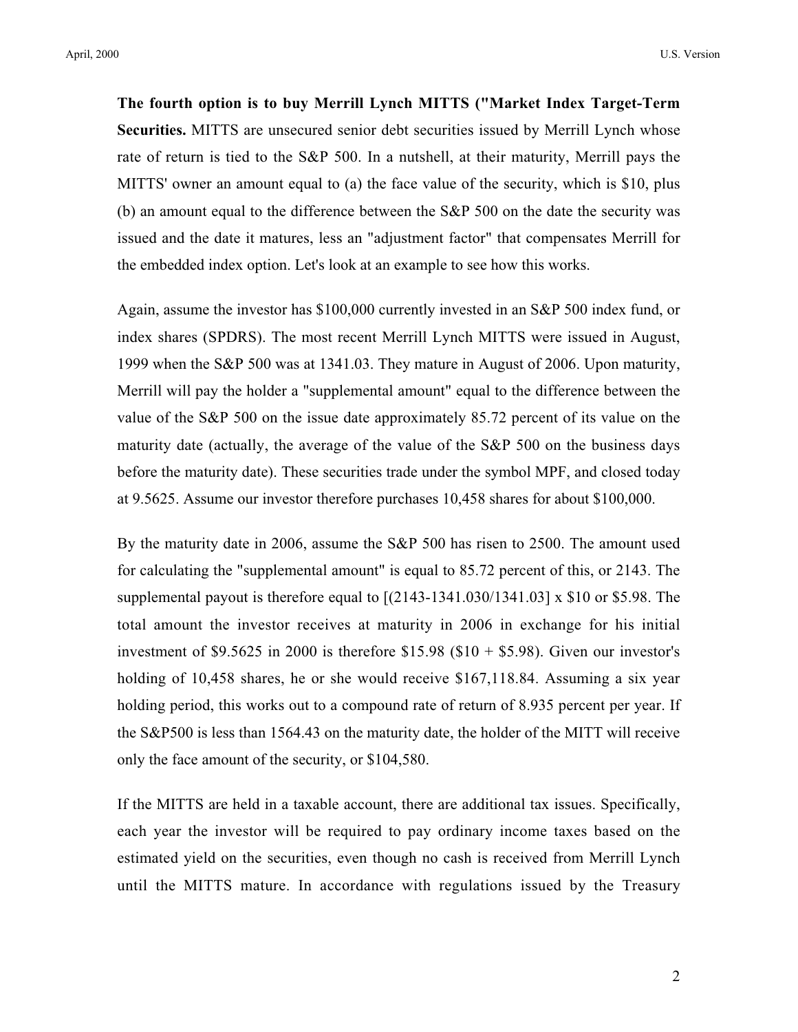**The fourth option is to buy Merrill Lynch MITTS ("Market Index Target-Term Securities.** MITTS are unsecured senior debt securities issued by Merrill Lynch whose rate of return is tied to the S&P 500. In a nutshell, at their maturity, Merrill pays the MITTS' owner an amount equal to (a) the face value of the security, which is $10, plus (b) an amount equal to the difference between the S&P 500 on the date the security was issued and the date it matures, less an "adjustment factor" that compensates Merrill for the embedded index option. Let's look at an example to see how this works.

Again, assume the investor has $100,000 currently invested in an S&P 500 index fund, or index shares (SPDRS). The most recent Merrill Lynch MITTS were issued in August, 1999 when the S&P 500 was at 1341.03. They mature in August of 2006. Upon maturity, Merrill will pay the holder a "supplemental amount" equal to the difference between the value of the S&P 500 on the issue date approximately 85.72 percent of its value on the maturity date (actually, the average of the value of the S&P 500 on the business days before the maturity date). These securities trade under the symbol MPF, and closed today at 9.5625. Assume our investor therefore purchases 10,458 shares for about $100,000.

By the maturity date in 2006, assume the S&P 500 has risen to 2500. The amount used for calculating the "supplemental amount" is equal to 85.72 percent of this, or 2143. The supplemental payout is therefore equal to [(2143-1341.030/1341.03] x $10 or $5.98. The total amount the investor receives at maturity in 2006 in exchange for his initial investment of $9.5625 in 2000 is therefore $15.98 ($10 + $5.98). Given our investor's holding of 10,458 shares, he or she would receive $167,118.84. Assuming a six year holding period, this works out to a compound rate of return of 8.935 percent per year. If the S&P500 is less than 1564.43 on the maturity date, the holder of the MITT will receive only the face amount of the security, or $104,580.

If the MITTS are held in a taxable account, there are additional tax issues. Specifically, each year the investor will be required to pay ordinary income taxes based on the estimated yield on the securities, even though no cash is received from Merrill Lynch until the MITTS mature. In accordance with regulations issued by the Treasury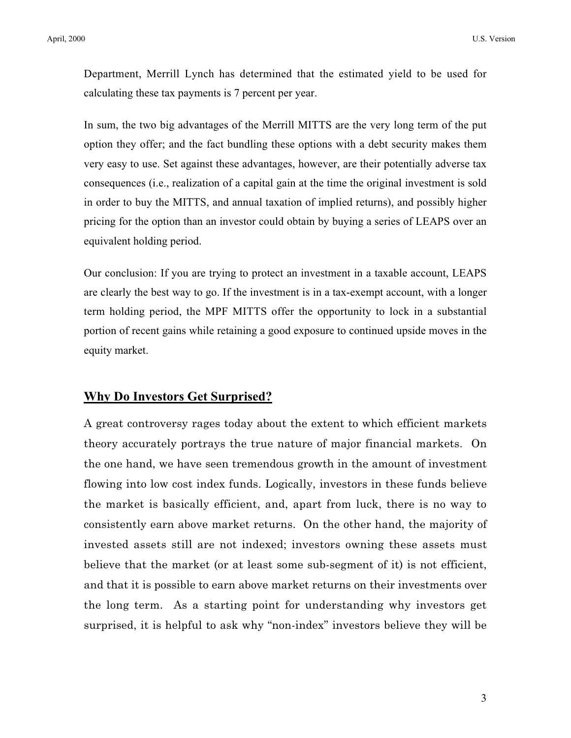Department, Merrill Lynch has determined that the estimated yield to be used for calculating these tax payments is 7 percent per year.

In sum, the two big advantages of the Merrill MITTS are the very long term of the put option they offer; and the fact bundling these options with a debt security makes them very easy to use. Set against these advantages, however, are their potentially adverse tax consequences (i.e., realization of a capital gain at the time the original investment is sold in order to buy the MITTS, and annual taxation of implied returns), and possibly higher pricing for the option than an investor could obtain by buying a series of LEAPS over an equivalent holding period.

Our conclusion: If you are trying to protect an investment in a taxable account, LEAPS are clearly the best way to go. If the investment is in a tax-exempt account, with a longer term holding period, the MPF MITTS offer the opportunity to lock in a substantial portion of recent gains while retaining a good exposure to continued upside moves in the equity market.

## **<u>Why Do Investors Get Surprised?</u>**

A great controversy rages today about the extent to which efficient markets theory accurately portrays the true nature of major financial markets. On the one hand, we have seen tremendous growth in the amount of investment flowing into low cost index funds. Logically, investors in these funds believe the market is basically efficient, and, apart from luck, there is no way to consistently earn above market returns. On the other hand, the majority of invested assets still are not indexed; investors owning these assets must believe that the market (or at least some sub-segment of it) is not efficient, and that it is possible to earn above market returns on their investments over the long term. As a starting point for understanding why investors get surprised, it is helpful to ask why "non-index" investors believe they will be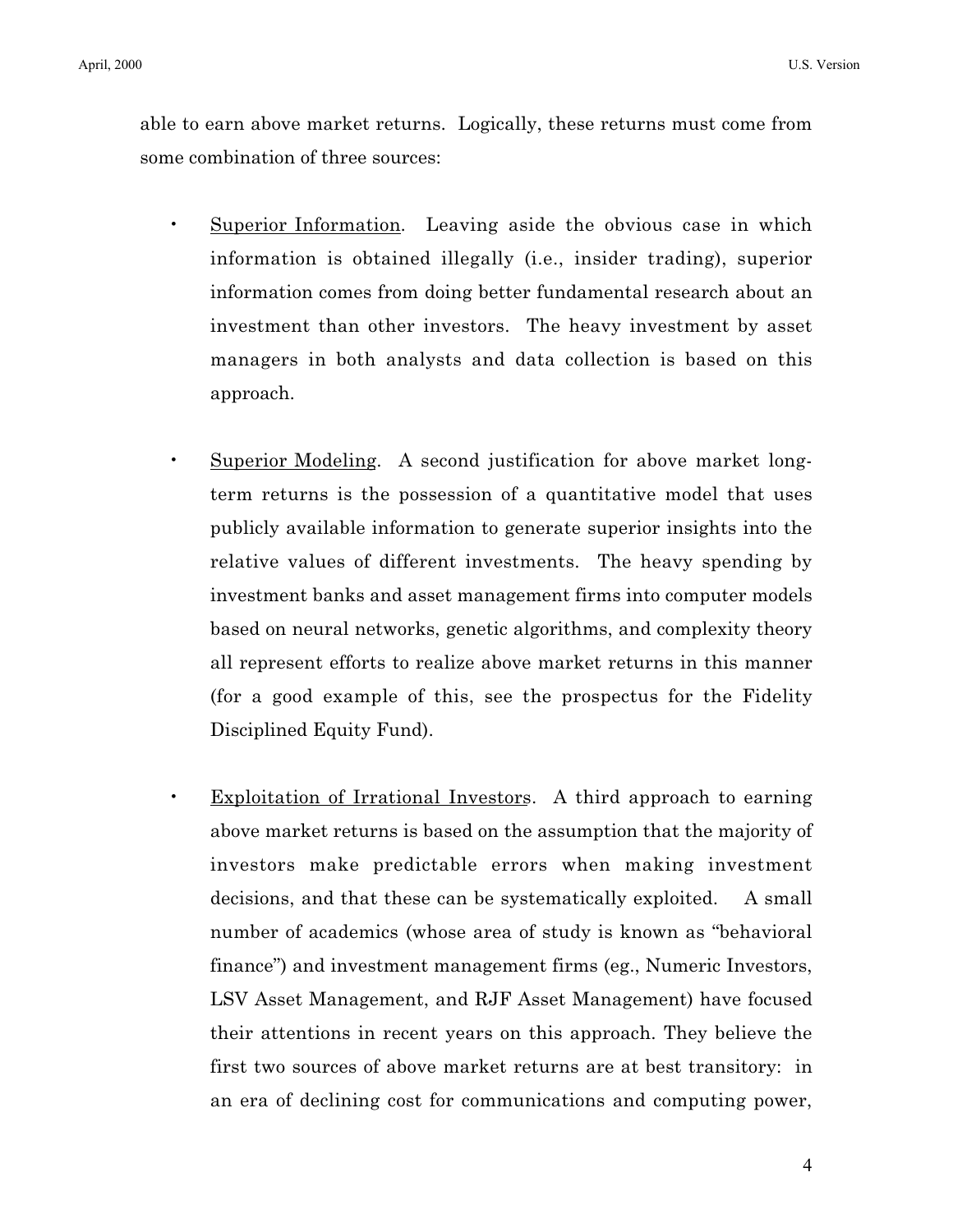able to earn above market returns. Logically, these returns must come from some combination of three sources:

- <u>Superior Information</u>. Leaving aside the obvious case in which information is obtained illegally (i.e., insider trading), superior information comes from doing better fundamental research about an investment than other investors. The heavy investment by asset managers in both analysts and data collection is based on this approach.

- <u>Superior Modeling</u>. A second justification for above market long-term returns is the possession of a quantitative model that uses publicly available information to generate superior insights into the relative values of different investments. The heavy spending by investment banks and asset management firms into computer models based on neural networks, genetic algorithms, and complexity theory all represent efforts to realize above market returns in this manner (for a good example of this, see the prospectus for the Fidelity Disciplined Equity Fund).

- <u>Exploitation of Irrational Investors</u>. A third approach to earning above market returns is based on the assumption that the majority of investors make predictable errors when making investment decisions, and that these can be systematically exploited. A small number of academics (whose area of study is known as "behavioral finance") and investment management firms (eg., Numeric Investors, LSV Asset Management, and RJF Asset Management) have focused their attentions in recent years on this approach. They believe the first two sources of above market returns are at best transitory: in an era of declining cost for communications and computing power,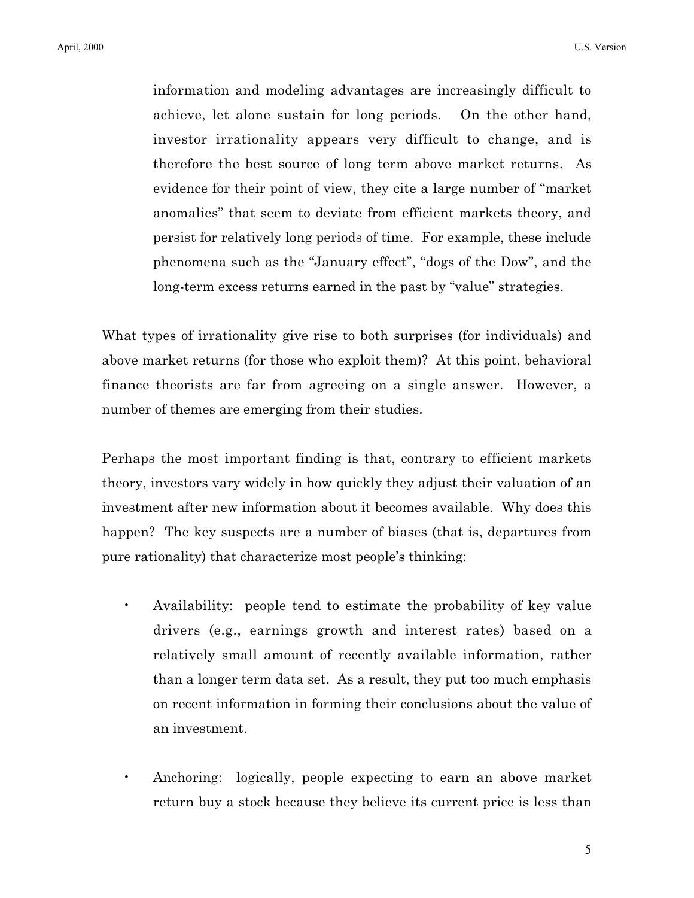information and modeling advantages are increasingly difficult to achieve, let alone sustain for long periods. On the other hand, investor irrationality appears very difficult to change, and is therefore the best source of long term above market returns. As evidence for their point of view, they cite a large number of "market anomalies" that seem to deviate from efficient markets theory, and persist for relatively long periods of time. For example, these include phenomena such as the "January effect", "dogs of the Dow", and the long-term excess returns earned in the past by "value" strategies.

What types of irrationality give rise to both surprises (for individuals) and above market returns (for those who exploit them)? At this point, behavioral finance theorists are far from agreeing on a single answer. However, a number of themes are emerging from their studies.

Perhaps the most important finding is that, contrary to efficient markets theory, investors vary widely in how quickly they adjust their valuation of an investment after new information about it becomes available. Why does this happen? The key suspects are a number of biases (that is, departures from pure rationality) that characterize most people's thinking:

- Availability: people tend to estimate the probability of key value drivers (e.g., earnings growth and interest rates) based on a relatively small amount of recently available information, rather than a longer term data set. As a result, they put too much emphasis on recent information in forming their conclusions about the value of an investment.

- Anchoring: logically, people expecting to earn an above market return buy a stock because they believe its current price is less than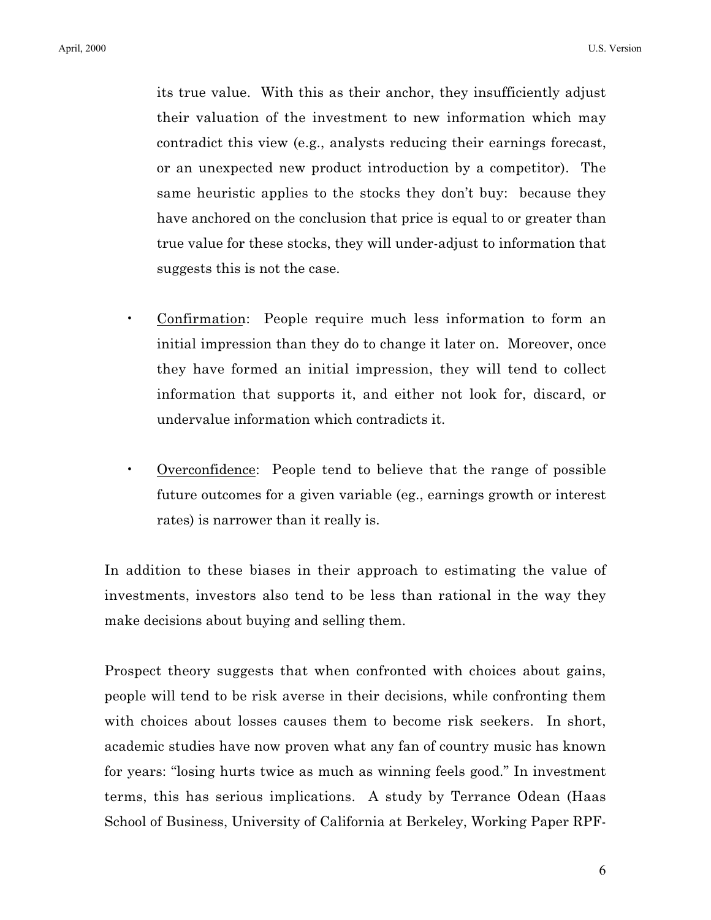its true value. With this as their anchor, they insufficiently adjust their valuation of the investment to new information which may contradict this view (e.g., analysts reducing their earnings forecast, or an unexpected new product introduction by a competitor). The same heuristic applies to the stocks they don't buy: because they have anchored on the conclusion that price is equal to or greater than true value for these stocks, they will under-adjust to information that suggests this is not the case.

- <u>Confirmation</u>: People require much less information to form an initial impression than they do to change it later on. Moreover, once they have formed an initial impression, they will tend to collect information that supports it, and either not look for, discard, or undervalue information which contradicts it.

- <u>Overconfidence</u>: People tend to believe that the range of possible future outcomes for a given variable (eg., earnings growth or interest rates) is narrower than it really is.

In addition to these biases in their approach to estimating the value of investments, investors also tend to be less than rational in the way they make decisions about buying and selling them.

Prospect theory suggests that when confronted with choices about gains, people will tend to be risk averse in their decisions, while confronting them with choices about losses causes them to become risk seekers. In short, academic studies have now proven what any fan of country music has known for years: "losing hurts twice as much as winning feels good." In investment terms, this has serious implications. A study by Terrance Odean (Haas School of Business, University of California at Berkeley, Working Paper RPF-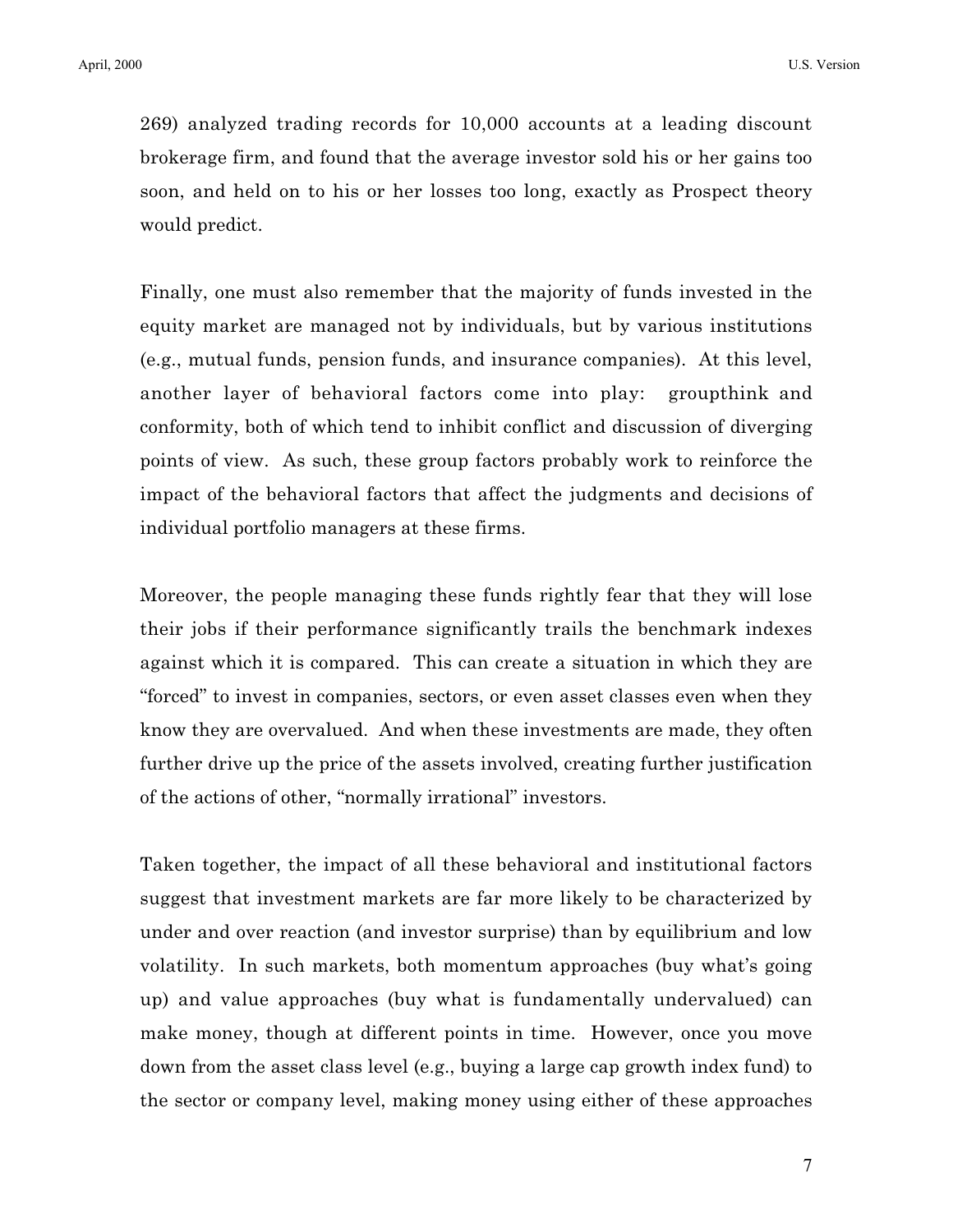269) analyzed trading records for 10,000 accounts at a leading discount brokerage firm, and found that the average investor sold his or her gains too soon, and held on to his or her losses too long, exactly as Prospect theory would predict.

Finally, one must also remember that the majority of funds invested in the equity market are managed not by individuals, but by various institutions (e.g., mutual funds, pension funds, and insurance companies). At this level, another layer of behavioral factors come into play: groupthink and conformity, both of which tend to inhibit conflict and discussion of diverging points of view. As such, these group factors probably work to reinforce the impact of the behavioral factors that affect the judgments and decisions of individual portfolio managers at these firms.

Moreover, the people managing these funds rightly fear that they will lose their jobs if their performance significantly trails the benchmark indexes against which it is compared. This can create a situation in which they are "forced" to invest in companies, sectors, or even asset classes even when they know they are overvalued. And when these investments are made, they often further drive up the price of the assets involved, creating further justification of the actions of other, "normally irrational" investors.

Taken together, the impact of all these behavioral and institutional factors suggest that investment markets are far more likely to be characterized by under and over reaction (and investor surprise) than by equilibrium and low volatility. In such markets, both momentum approaches (buy what's going up) and value approaches (buy what is fundamentally undervalued) can make money, though at different points in time. However, once you move down from the asset class level (e.g., buying a large cap growth index fund) to the sector or company level, making money using either of these approaches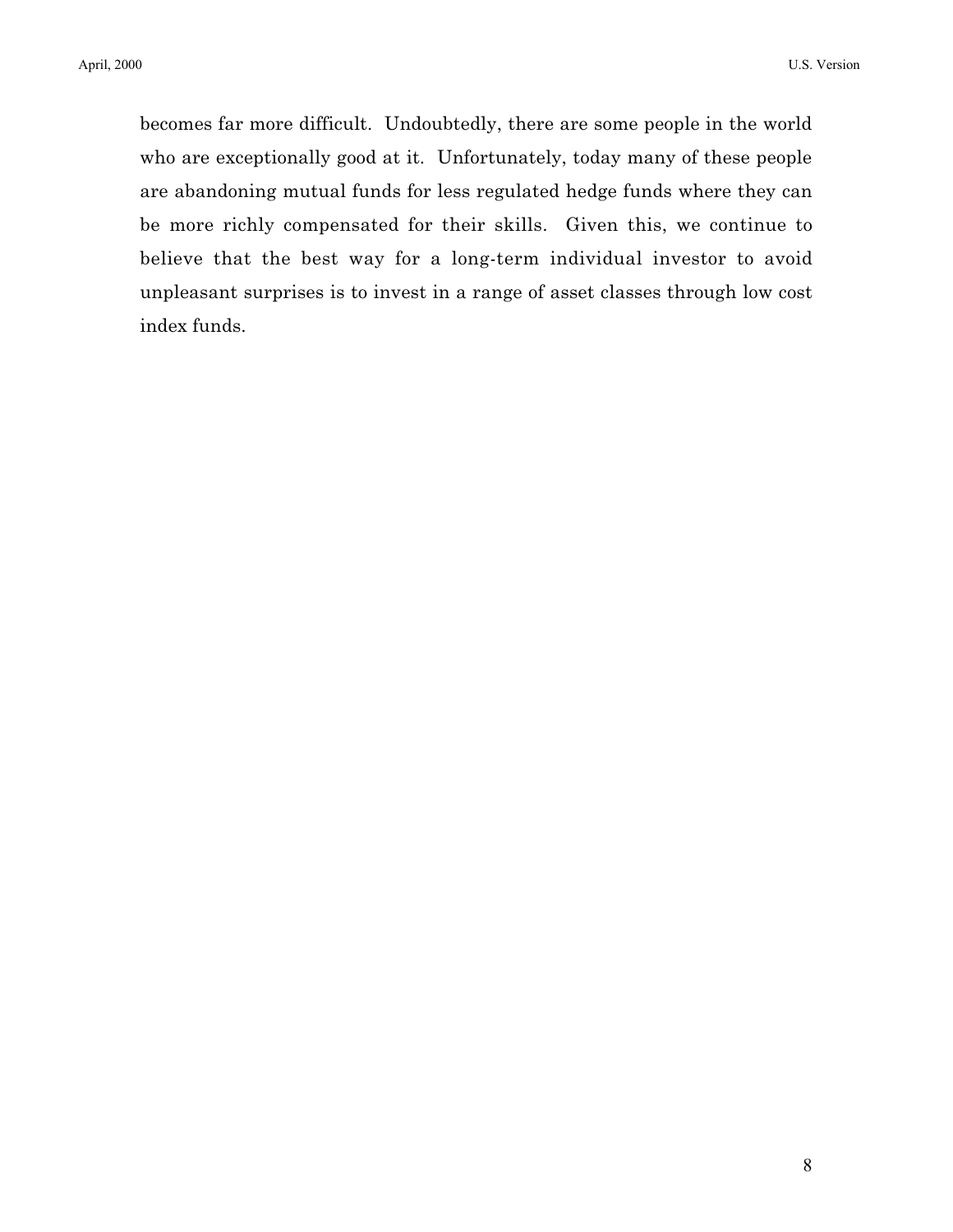becomes far more difficult. Undoubtedly, there are some people in the world who are exceptionally good at it. Unfortunately, today many of these people are abandoning mutual funds for less regulated hedge funds where they can be more richly compensated for their skills. Given this, we continue to believe that the best way for a long-term individual investor to avoid unpleasant surprises is to invest in a range of asset classes through low cost index funds.